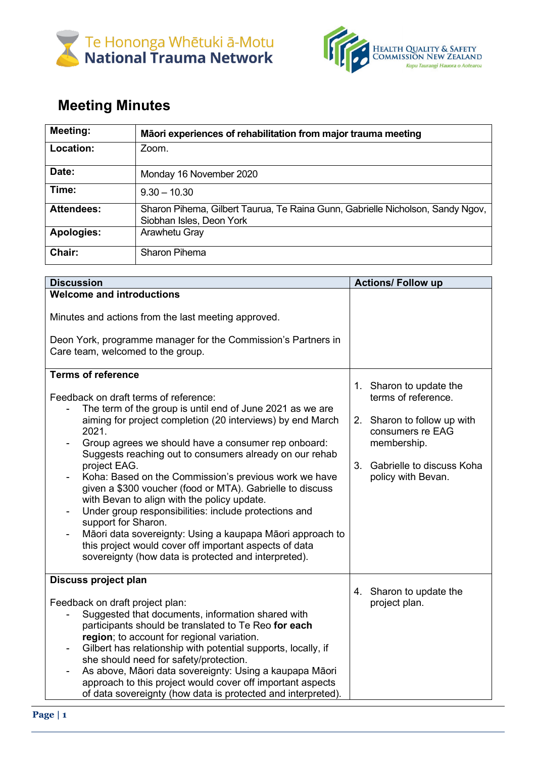Te Hononga Whētuki ā-Motu
National Trauma Network

Health Quality & Safety Commission New Zealand
Kupu Taurangi Hauora o Aotearoa

# Meeting Minutes

| **Meeting:** | **Māori experiences of rehabilitation from major trauma meeting** |
|---|---|
| **Location:** | Zoom. |
| **Date:** | Monday 16 November 2020 |
| **Time:** | 9.30 – 10.30 |
| **Attendees:** | Sharon Pihema, Gilbert Taurua, Te Raina Gunn, Gabrielle Nicholson, Sandy Ngov, Siobhan Isles, Deon York |
| **Apologies:** | Arawhetu Gray |
| **Chair:** | Sharon Pihema |

| Discussion | Actions/ Follow up |
|---|---|
| **Welcome and introductions**<br><br>Minutes and actions from the last meeting approved.<br><br>Deon York, programme manager for the Commission's Partners in Care team, welcomed to the group. | |
| **Terms of reference**<br><br>Feedback on draft terms of reference:<br>- The term of the group is until end of June 2021 as we are aiming for project completion (20 interviews) by end March 2021.<br>- Group agrees we should have a consumer rep onboard: Suggests reaching out to consumers already on our rehab project EAG.<br>- Koha: Based on the Commission's previous work we have given a $300 voucher (food or MTA). Gabrielle to discuss with Bevan to align with the policy update.<br>- Under group responsibilities: include protections and support for Sharon.<br>- Māori data sovereignty: Using a kaupapa Māori approach to this project would cover off important aspects of data sovereignty (how data is protected and interpreted). | 1. Sharon to update the terms of reference.<br><br>2. Sharon to follow up with consumers re EAG membership.<br><br>3. Gabrielle to discuss Koha policy with Bevan. |
| **Discuss project plan**<br><br>Feedback on draft project plan:<br>- Suggested that documents, information shared with participants should be translated to Te Reo **for each region**; to account for regional variation.<br>- Gilbert has relationship with potential supports, locally, if she should need for safety/protection.<br>- As above, Māori data sovereignty: Using a kaupapa Māori approach to this project would cover off important aspects of data sovereignty (how data is protected and interpreted). | 4. Sharon to update the project plan. |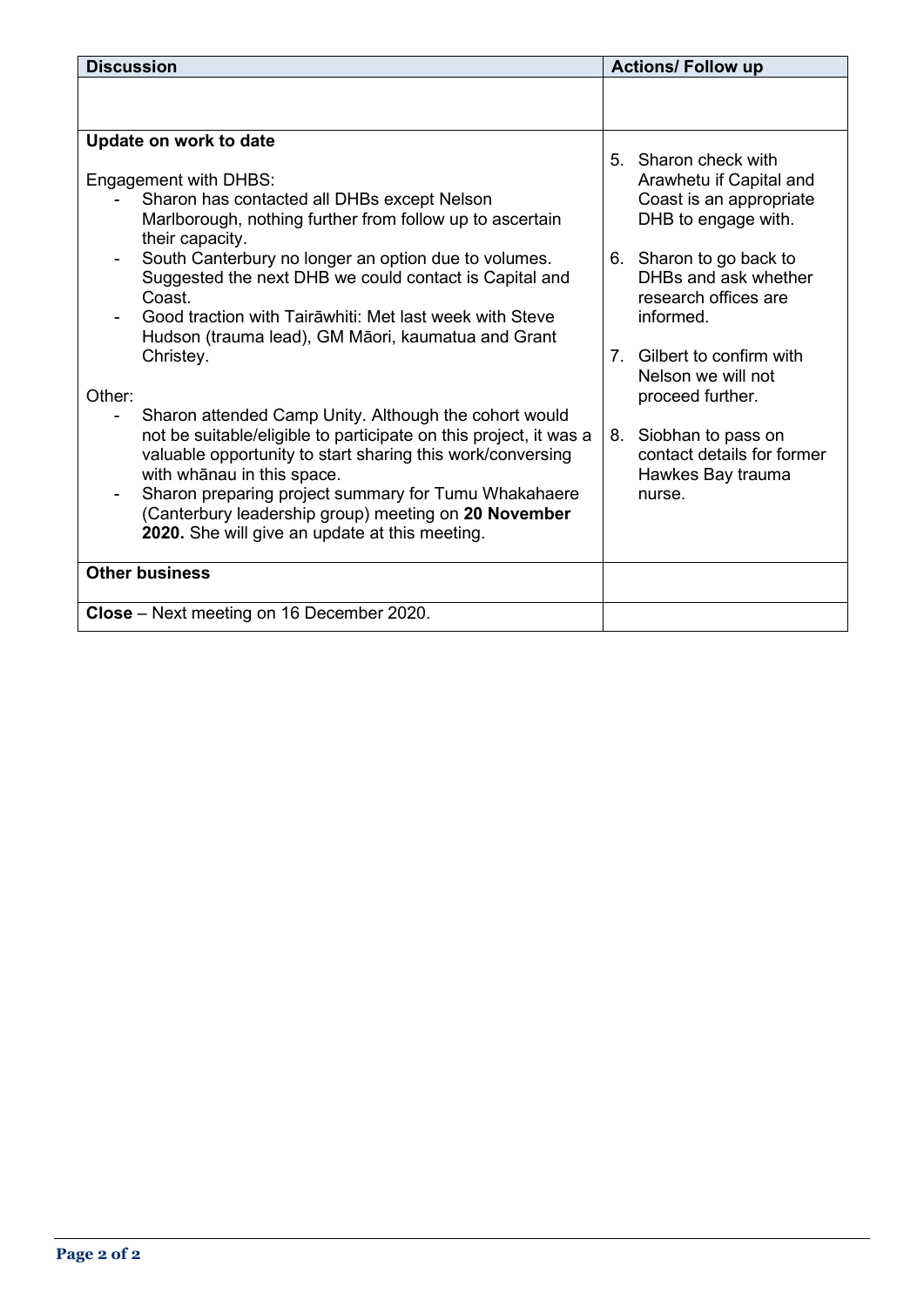| Discussion | Actions/ Follow up |
|---|---|
| | |
| **Update on work to date**<br><br>Engagement with DHBS:<br>- Sharon has contacted all DHBs except Nelson Marlborough, nothing further from follow up to ascertain their capacity.<br>- South Canterbury no longer an option due to volumes. Suggested the next DHB we could contact is Capital and Coast.<br>- Good traction with Tairāwhiti: Met last week with Steve Hudson (trauma lead), GM Māori, kaumatua and Grant Christey.<br><br>Other:<br>- Sharon attended Camp Unity. Although the cohort would not be suitable/eligible to participate on this project, it was a valuable opportunity to start sharing this work/conversing with whānau in this space.<br>- Sharon preparing project summary for Tumu Whakahaere (Canterbury leadership group) meeting on **20 November 2020.** She will give an update at this meeting. | 5. Sharon check with Arawhetu if Capital and Coast is an appropriate DHB to engage with.<br><br>6. Sharon to go back to DHBs and ask whether research offices are informed.<br><br>7. Gilbert to confirm with Nelson we will not proceed further.<br><br>8. Siobhan to pass on contact details for former Hawkes Bay trauma nurse. |
| **Other business** | |
| **Close** – Next meeting on 16 December 2020. | |